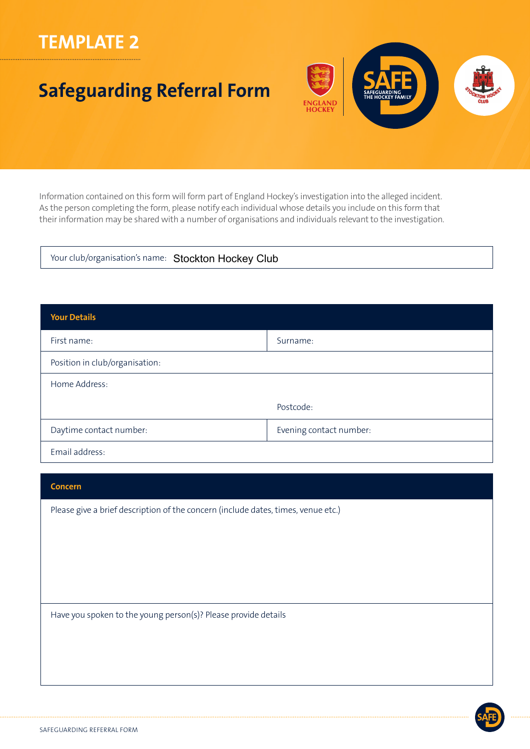# TEMPLATE 2

## Safeguarding Referral Form

Information contained on this form will form part of England Hockey's investigation into the alleged incident. As the person completing the form, please notify each individual whose details you include on this form that their information may be shared with a number of organisations and individuals relevant to the investigation.

| Your club/organisation's name: Stockton Hockey Club |
|---|

| Your Details | |
|---|---|
| First name: | Surname: |
| Position in club/organisation: | |
| Home Address: | Postcode: |
| Daytime contact number: | Evening contact number: |
| Email address: | |

| Concern |
|---|
| Please give a brief description of the concern (include dates, times, venue etc.) |
| Have you spoken to the young person(s)? Please provide details |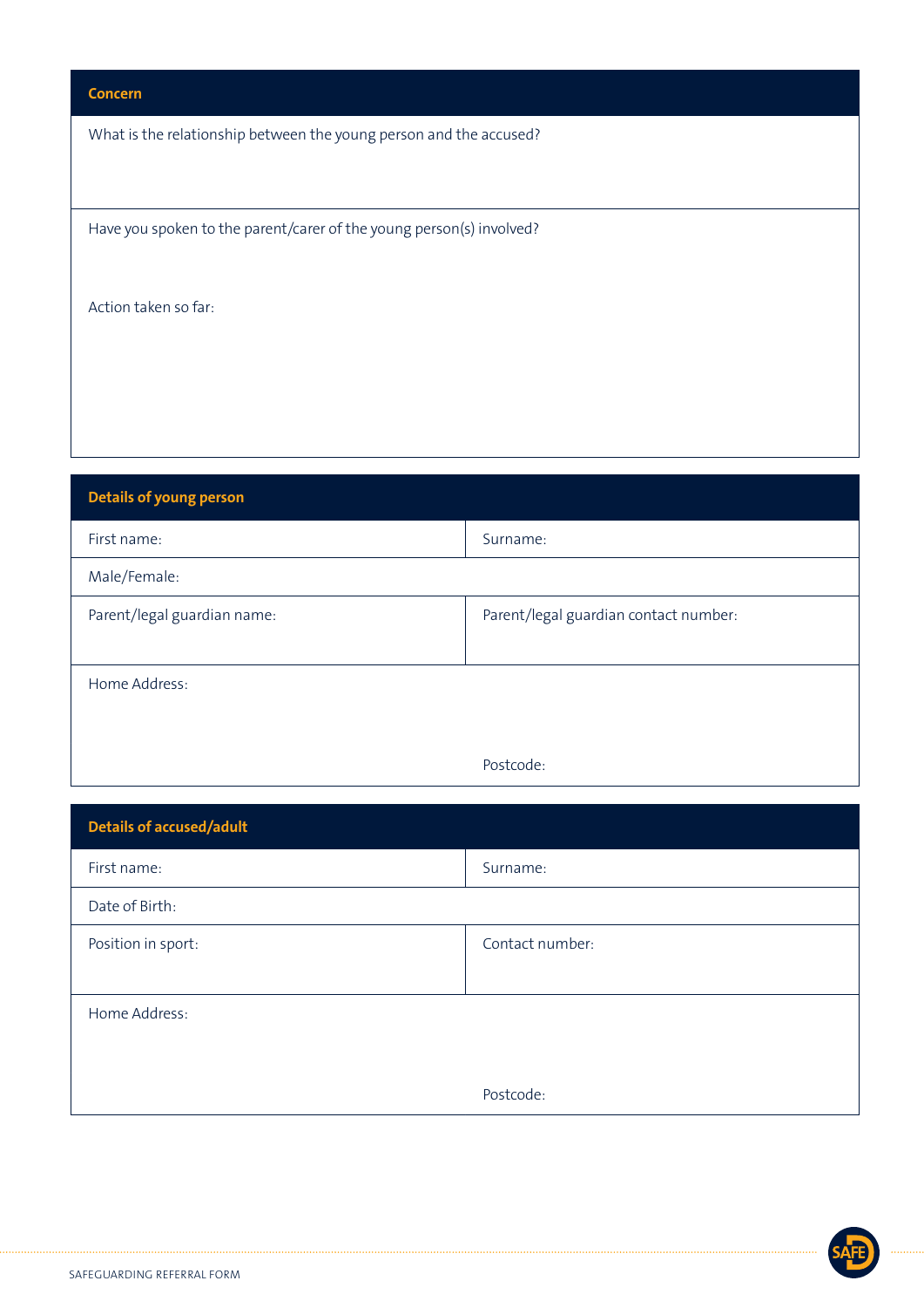## Concern

What is the relationship between the young person and the accused?

Have you spoken to the parent/carer of the young person(s) involved?

Action taken so far:

## Details of young person

| First name: | Surname: |
|---|---|
| Male/Female: | |
| Parent/legal guardian name: | Parent/legal guardian contact number: |
| Home Address: | Postcode: |

## Details of accused/adult

| First name: | Surname: |
|---|---|
| Date of Birth: | |
| Position in sport: | Contact number: |
| Home Address: | Postcode: |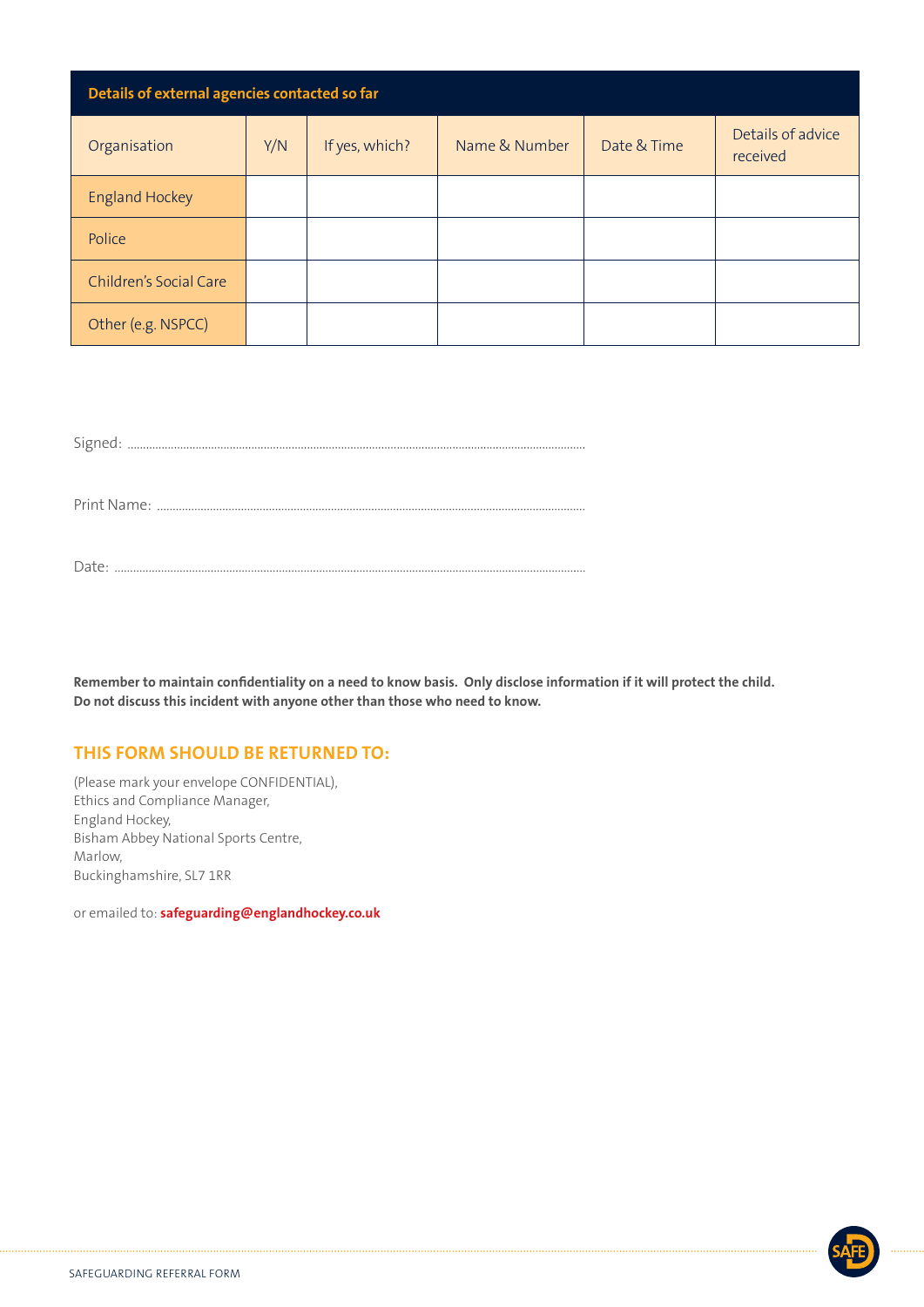## Details of external agencies contacted so far

| Organisation | Y/N | If yes, which? | Name & Number | Date & Time | Details of advice received |
|---|---|---|---|---|---|
| England Hockey | | | | | |
| Police | | | | | |
| Children's Social Care | | | | | |
| Other (e.g. NSPCC) | | | | | |

Signed: ......................................................................................................................................

Print Name: ..............................................................................................................................

Date: .........................................................................................................................................

**Remember to maintain confidentiality on a need to know basis. Only disclose information if it will protect the child. Do not discuss this incident with anyone other than those who need to know.**

## THIS FORM SHOULD BE RETURNED TO:

(Please mark your envelope CONFIDENTIAL),
Ethics and Compliance Manager,
England Hockey,
Bisham Abbey National Sports Centre,
Marlow,
Buckinghamshire, SL7 1RR

or emailed to: **safeguarding@englandhockey.co.uk**